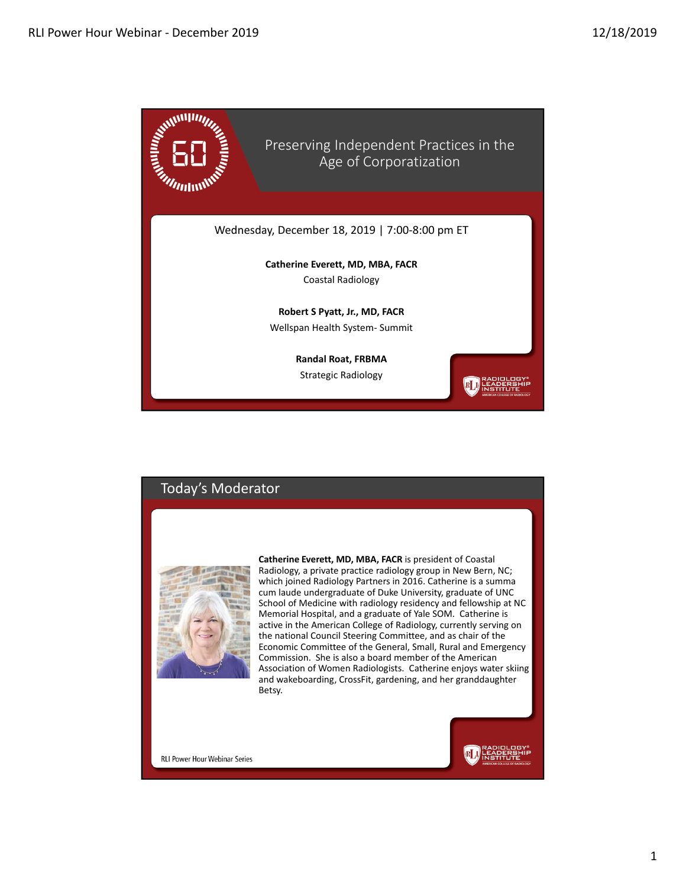# Preserving Independent Practices in the Age of Corporatization

Wednesday, December 18, 2019 | 7:00-8:00 pm ET

**Catherine Everett, MD, MBA, FACR**
Coastal Radiology

**Robert S Pyatt, Jr., MD, FACR**
Wellspan Health System- Summit

**Randal Roat, FRBMA**
Strategic Radiology

## Today's Moderator

**Catherine Everett, MD, MBA, FACR** is president of Coastal Radiology, a private practice radiology group in New Bern, NC; which joined Radiology Partners in 2016. Catherine is a summa cum laude undergraduate of Duke University, graduate of UNC School of Medicine with radiology residency and fellowship at NC Memorial Hospital, and a graduate of Yale SOM. Catherine is active in the American College of Radiology, currently serving on the national Council Steering Committee, and as chair of the Economic Committee of the General, Small, Rural and Emergency Commission. She is also a board member of the American Association of Women Radiologists. Catherine enjoys water skiing and wakeboarding, CrossFit, gardening, and her granddaughter Betsy.

RLI Power Hour Webinar Series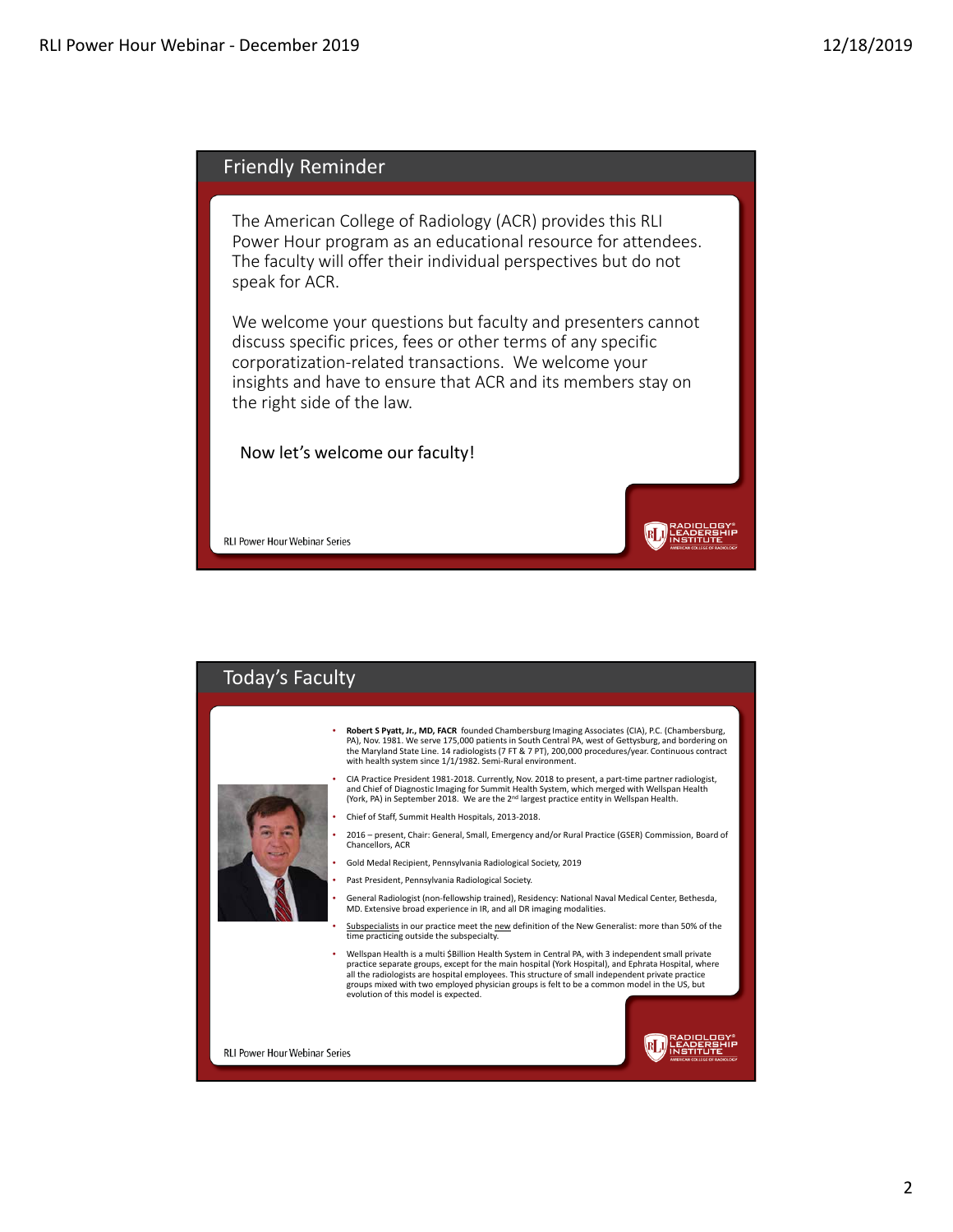## Friendly Reminder

The American College of Radiology (ACR) provides this RLI Power Hour program as an educational resource for attendees. The faculty will offer their individual perspectives but do not speak for ACR.

We welcome your questions but faculty and presenters cannot discuss specific prices, fees or other terms of any specific corporatization-related transactions. We welcome your insights and have to ensure that ACR and its members stay on the right side of the law.

Now let's welcome our faculty!

RLI Power Hour Webinar Series

## Today's Faculty

- **Robert S Pyatt, Jr., MD, FACR** founded Chambersburg Imaging Associates (CIA), P.C. (Chambersburg, PA), Nov. 1981. We serve 175,000 patients in South Central PA, west of Gettysburg, and bordering on the Maryland State Line. 14 radiologists (7 FT & 7 PT), 200,000 procedures/year. Continuous contract with health system since 1/1/1982. Semi-Rural environment.
- CIA Practice President 1981-2018. Currently, Nov. 2018 to present, a part-time partner radiologist, and Chief of Diagnostic Imaging for Summit Health System, which merged with Wellspan Health (York, PA) in September 2018. We are the 2nd largest practice entity in Wellspan Health.
- Chief of Staff, Summit Health Hospitals, 2013-2018.
- 2016 – present, Chair: General, Small, Emergency and/or Rural Practice (GSER) Commission, Board of Chancellors, ACR
- Gold Medal Recipient, Pennsylvania Radiological Society, 2019
- Past President, Pennsylvania Radiological Society.
- General Radiologist (non-fellowship trained), Residency: National Naval Medical Center, Bethesda, MD. Extensive broad experience in IR, and all DR imaging modalities.
- Subspecialists in our practice meet the new definition of the New Generalist: more than 50% of the time practicing outside the subspecialty.
- Wellspan Health is a multi $Billion Health System in Central PA, with 3 independent small private practice separate groups, except for the main hospital (York Hospital), and Ephrata Hospital, where all the radiologists are hospital employees. This structure of small independent private practice groups mixed with two employed physician groups is felt to be a common model in the US, but evolution of this model is expected.

RLI Power Hour Webinar Series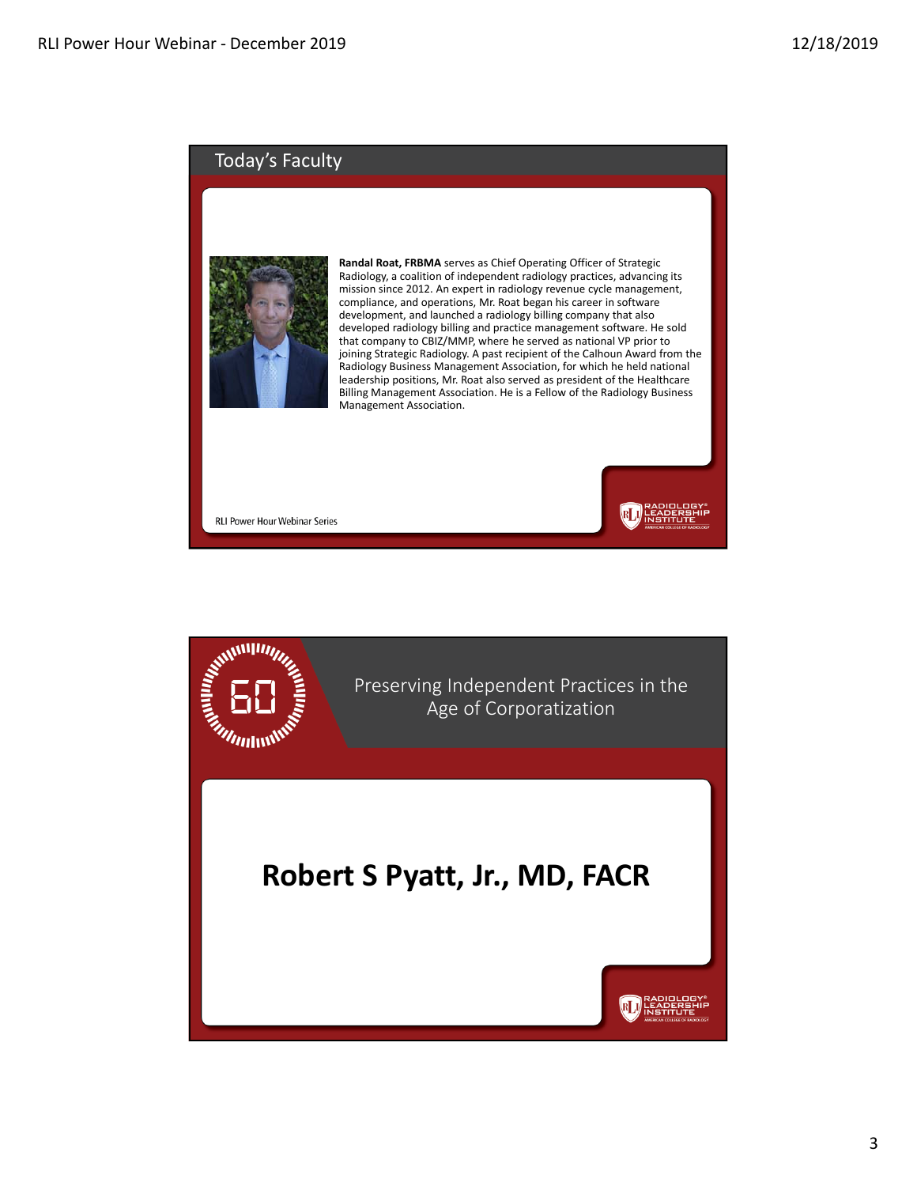## Today's Faculty

**Randal Roat, FRBMA** serves as Chief Operating Officer of Strategic Radiology, a coalition of independent radiology practices, advancing its mission since 2012. An expert in radiology revenue cycle management, compliance, and operations, Mr. Roat began his career in software development, and launched a radiology billing company that also developed radiology billing and practice management software. He sold that company to CBIZ/MMP, where he served as national VP prior to joining Strategic Radiology. A past recipient of the Calhoun Award from the Radiology Business Management Association, for which he held national leadership positions, Mr. Roat also served as president of the Healthcare Billing Management Association. He is a Fellow of the Radiology Business Management Association.

RLI Power Hour Webinar Series

## Preserving Independent Practices in the Age of Corporatization

**Robert S Pyatt, Jr., MD, FACR**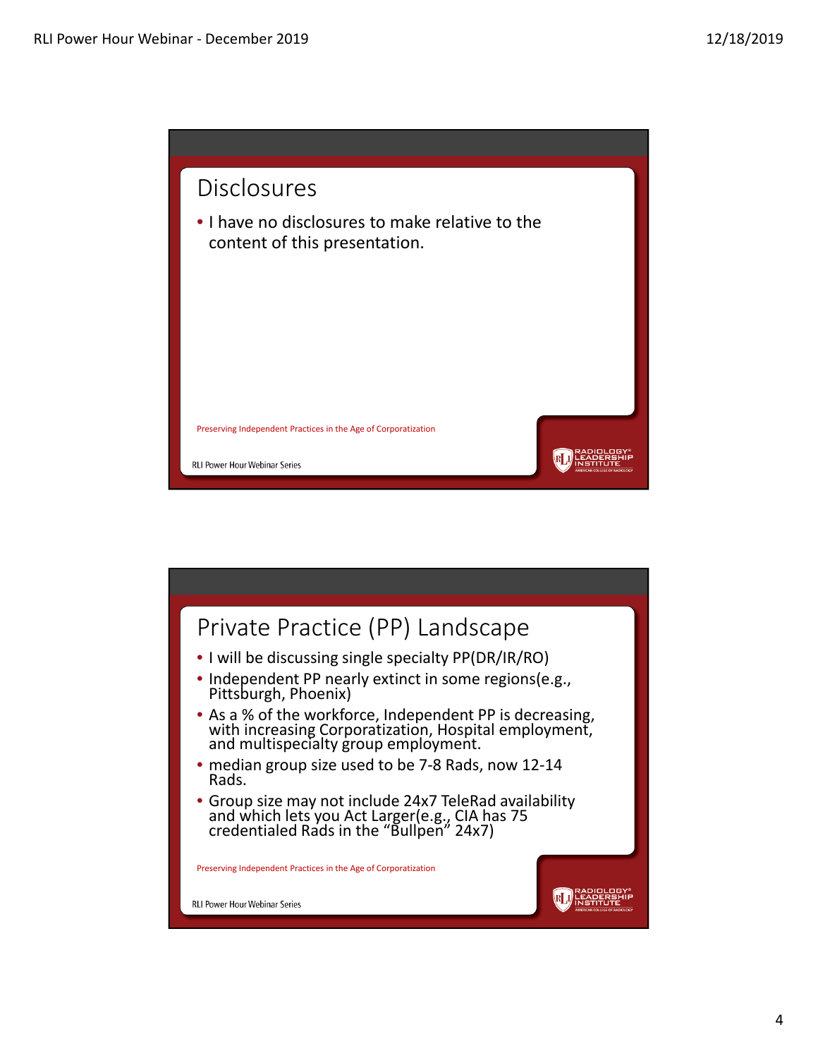## Disclosures

- I have no disclosures to make relative to the content of this presentation.

Preserving Independent Practices in the Age of Corporatization

RLI Power Hour Webinar Series

## Private Practice (PP) Landscape

- I will be discussing single specialty PP(DR/IR/RO)
- Independent PP nearly extinct in some regions(e.g., Pittsburgh, Phoenix)
- As a % of the workforce, Independent PP is decreasing, with increasing Corporatization, Hospital employment, and multispecialty group employment.
- median group size used to be 7-8 Rads, now 12-14 Rads.
- Group size may not include 24x7 TeleRad availability and which lets you Act Larger(e.g., CIA has 75 credentialed Rads in the "Bullpen" 24x7)

Preserving Independent Practices in the Age of Corporatization

RLI Power Hour Webinar Series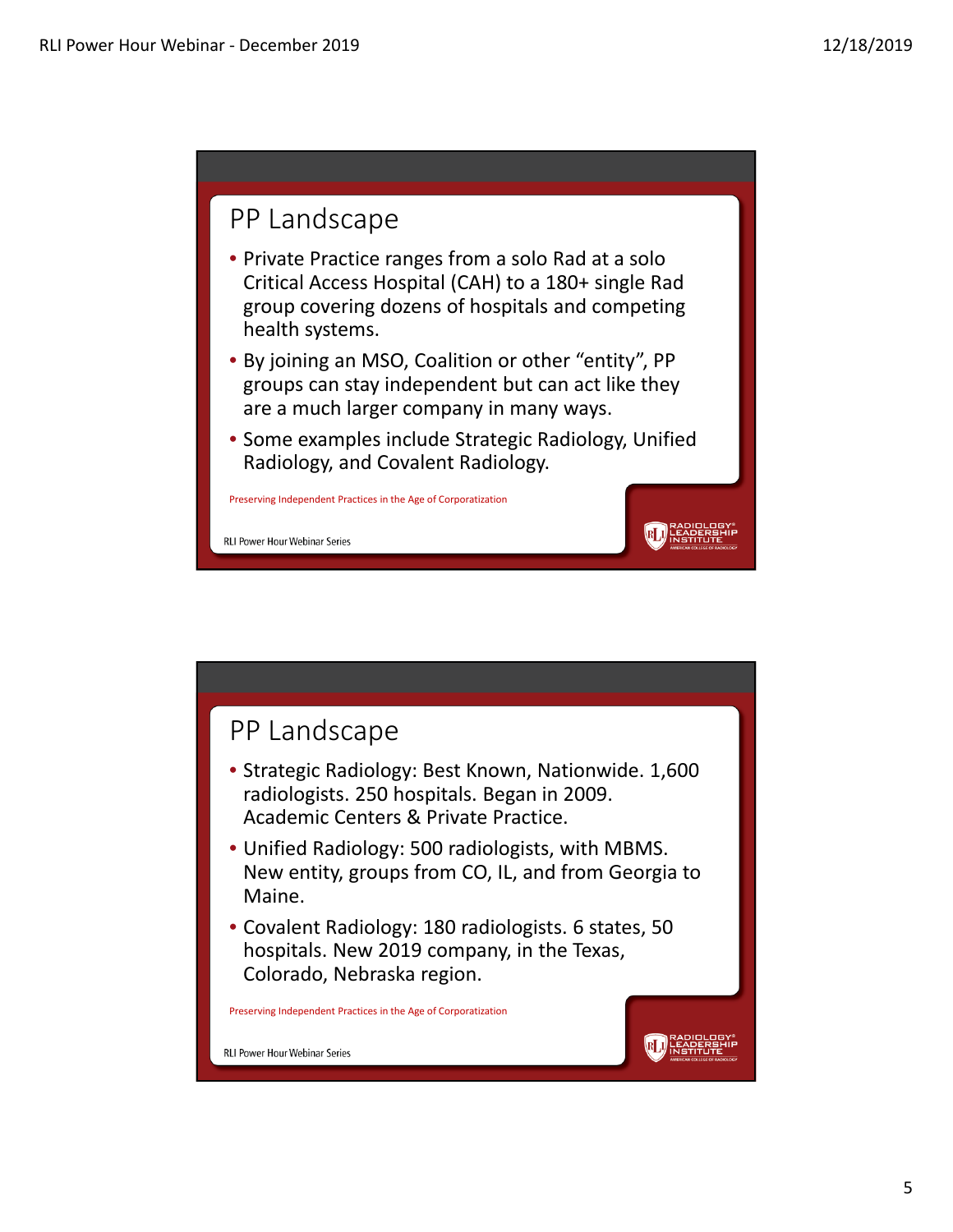## PP Landscape

- Private Practice ranges from a solo Rad at a solo Critical Access Hospital (CAH) to a 180+ single Rad group covering dozens of hospitals and competing health systems.
- By joining an MSO, Coalition or other "entity", PP groups can stay independent but can act like they are a much larger company in many ways.
- Some examples include Strategic Radiology, Unified Radiology, and Covalent Radiology.

Preserving Independent Practices in the Age of Corporatization

RLI Power Hour Webinar Series

## PP Landscape

- Strategic Radiology: Best Known, Nationwide. 1,600 radiologists. 250 hospitals. Began in 2009. Academic Centers & Private Practice.
- Unified Radiology: 500 radiologists, with MBMS. New entity, groups from CO, IL, and from Georgia to Maine.
- Covalent Radiology: 180 radiologists. 6 states, 50 hospitals. New 2019 company, in the Texas, Colorado, Nebraska region.

Preserving Independent Practices in the Age of Corporatization

RLI Power Hour Webinar Series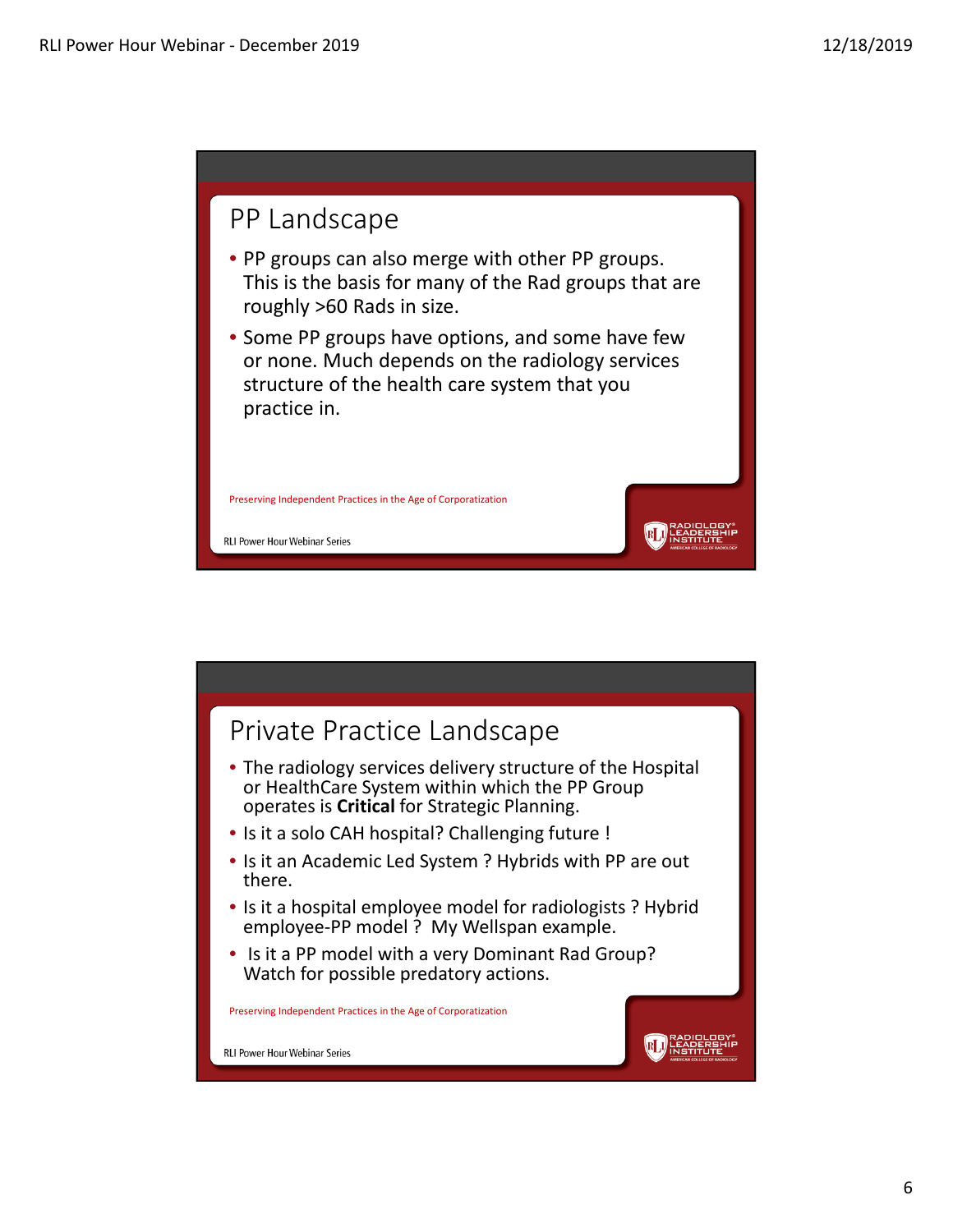## PP Landscape

- PP groups can also merge with other PP groups. This is the basis for many of the Rad groups that are roughly >60 Rads in size.
- Some PP groups have options, and some have few or none. Much depends on the radiology services structure of the health care system that you practice in.

Preserving Independent Practices in the Age of Corporatization

RLI Power Hour Webinar Series

## Private Practice Landscape

- The radiology services delivery structure of the Hospital or HealthCare System within which the PP Group operates is **Critical** for Strategic Planning.
- Is it a solo CAH hospital? Challenging future !
- Is it an Academic Led System ? Hybrids with PP are out there.
- Is it a hospital employee model for radiologists ? Hybrid employee-PP model ? My Wellspan example.
- Is it a PP model with a very Dominant Rad Group? Watch for possible predatory actions.

Preserving Independent Practices in the Age of Corporatization

RLI Power Hour Webinar Series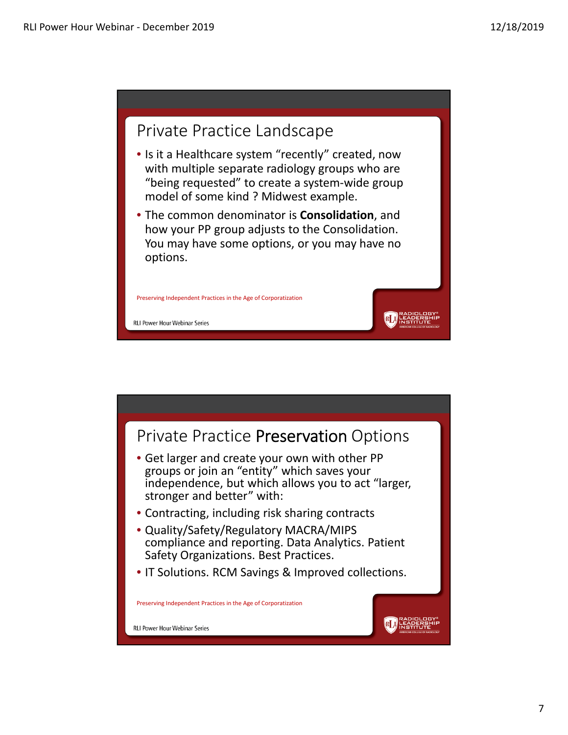## Private Practice Landscape

- Is it a Healthcare system "recently" created, now with multiple separate radiology groups who are "being requested" to create a system-wide group model of some kind ? Midwest example.
- The common denominator is **Consolidation**, and how your PP group adjusts to the Consolidation. You may have some options, or you may have no options.

Preserving Independent Practices in the Age of Corporatization

RLI Power Hour Webinar Series

## Private Practice **Preservation** Options

- Get larger and create your own with other PP groups or join an "entity" which saves your independence, but which allows you to act "larger, stronger and better" with:
- Contracting, including risk sharing contracts
- Quality/Safety/Regulatory MACRA/MIPS compliance and reporting. Data Analytics. Patient Safety Organizations. Best Practices.
- IT Solutions. RCM Savings & Improved collections.

Preserving Independent Practices in the Age of Corporatization

RLI Power Hour Webinar Series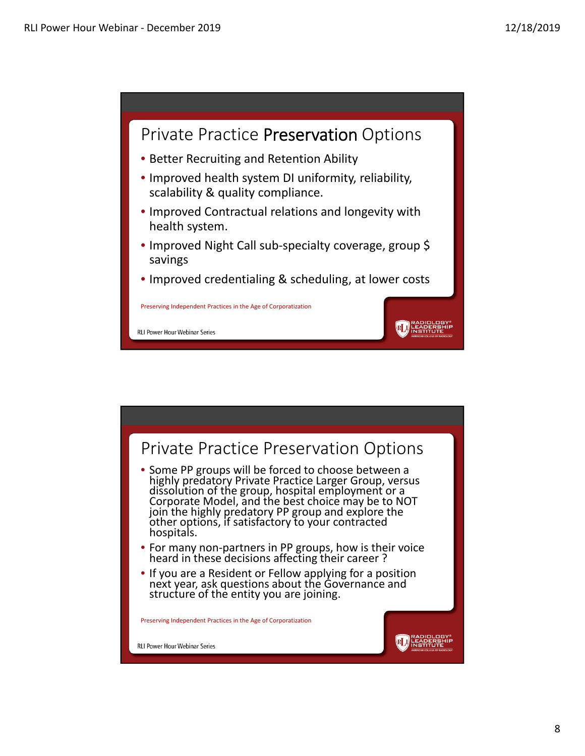## Private Practice **Preservation** Options

- Better Recruiting and Retention Ability
- Improved health system DI uniformity, reliability, scalability & quality compliance.
- Improved Contractual relations and longevity with health system.
- Improved Night Call sub-specialty coverage, group $ savings
- Improved credentialing & scheduling, at lower costs

Preserving Independent Practices in the Age of Corporatization

RLI Power Hour Webinar Series

## Private Practice Preservation Options

- Some PP groups will be forced to choose between a highly predatory Private Practice Larger Group, versus dissolution of the group, hospital employment or a Corporate Model, and the best choice may be to NOT join the highly predatory PP group and explore the other options, if satisfactory to your contracted hospitals.
- For many non-partners in PP groups, how is their voice heard in these decisions affecting their career ?
- If you are a Resident or Fellow applying for a position next year, ask questions about the Governance and structure of the entity you are joining.

Preserving Independent Practices in the Age of Corporatization

RLI Power Hour Webinar Series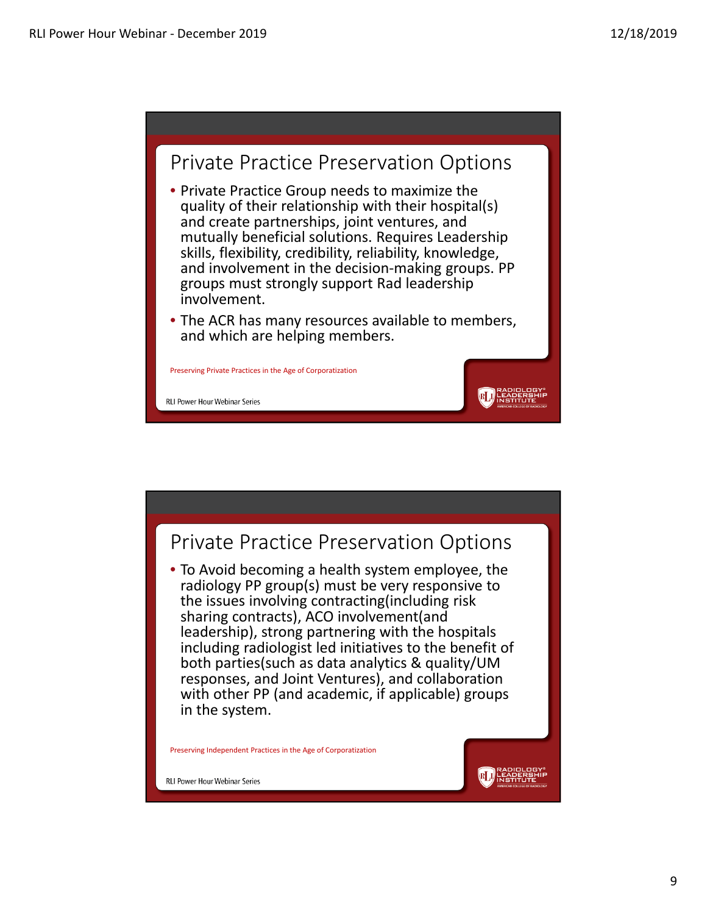## Private Practice Preservation Options

- Private Practice Group needs to maximize the quality of their relationship with their hospital(s) and create partnerships, joint ventures, and mutually beneficial solutions. Requires Leadership skills, flexibility, credibility, reliability, knowledge, and involvement in the decision-making groups. PP groups must strongly support Rad leadership involvement.
- The ACR has many resources available to members, and which are helping members.

Preserving Private Practices in the Age of Corporatization

RLI Power Hour Webinar Series

## Private Practice Preservation Options

- To Avoid becoming a health system employee, the radiology PP group(s) must be very responsive to the issues involving contracting(including risk sharing contracts), ACO involvement(and leadership), strong partnering with the hospitals including radiologist led initiatives to the benefit of both parties(such as data analytics & quality/UM responses, and Joint Ventures), and collaboration with other PP (and academic, if applicable) groups in the system.

Preserving Independent Practices in the Age of Corporatization

RLI Power Hour Webinar Series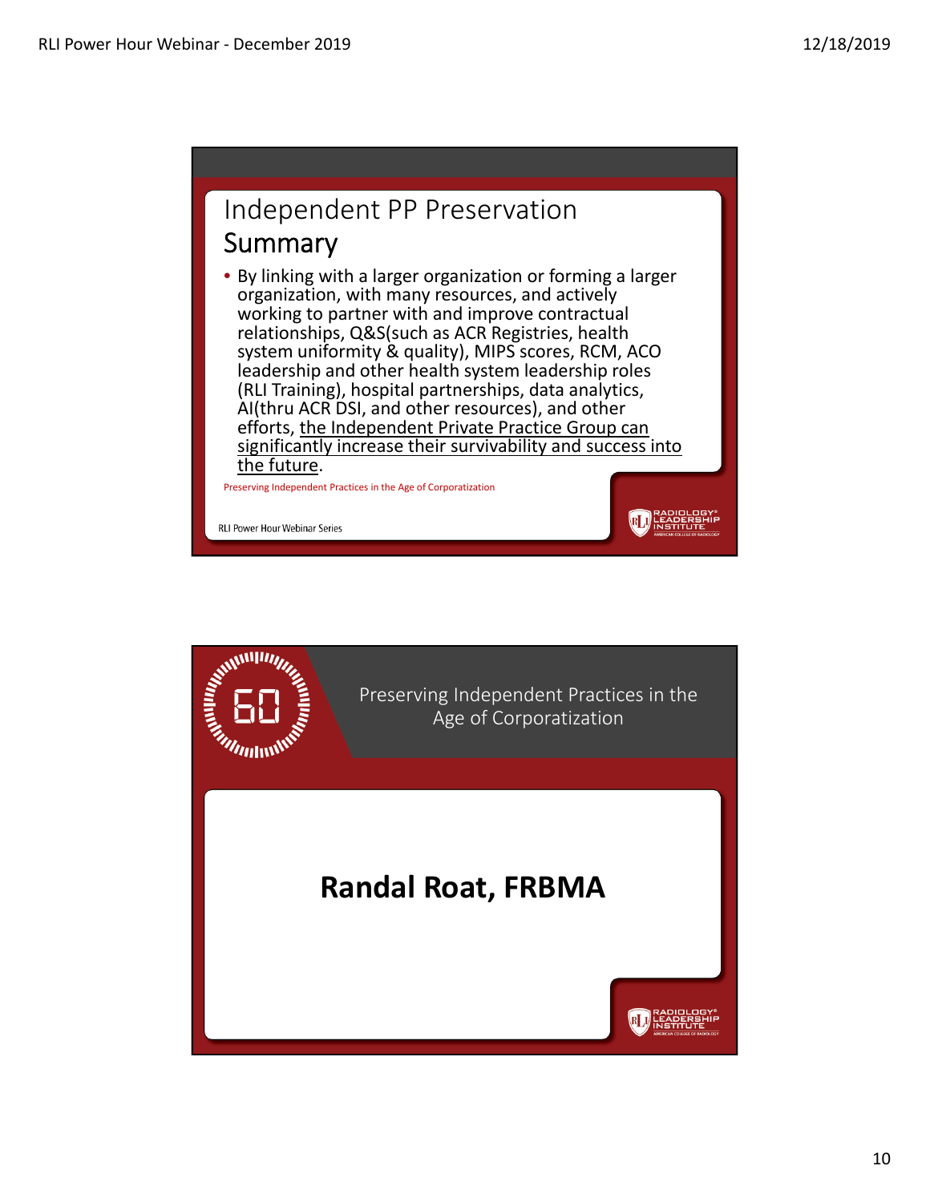## Independent PP Preservation

### Summary

- By linking with a larger organization or forming a larger organization, with many resources, and actively working to partner with and improve contractual relationships, Q&S(such as ACR Registries, health system uniformity & quality), MIPS scores, RCM, ACO leadership and other health system leadership roles (RLI Training), hospital partnerships, data analytics, AI(thru ACR DSI, and other resources), and other efforts, <u>the Independent Private Practice Group can significantly increase their survivability and success into the future</u>.

Preserving Independent Practices in the Age of Corporatization

RLI Power Hour Webinar Series

---

60

## Preserving Independent Practices in the Age of Corporatization

**Randal Roat, FRBMA**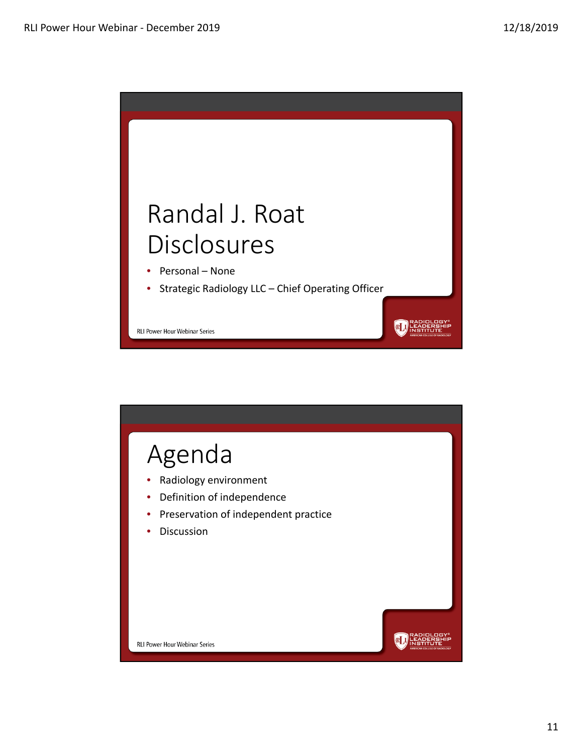# Randal J. Roat Disclosures

- Personal – None
- Strategic Radiology LLC – Chief Operating Officer

RLI Power Hour Webinar Series

# Agenda

- Radiology environment
- Definition of independence
- Preservation of independent practice
- Discussion

RLI Power Hour Webinar Series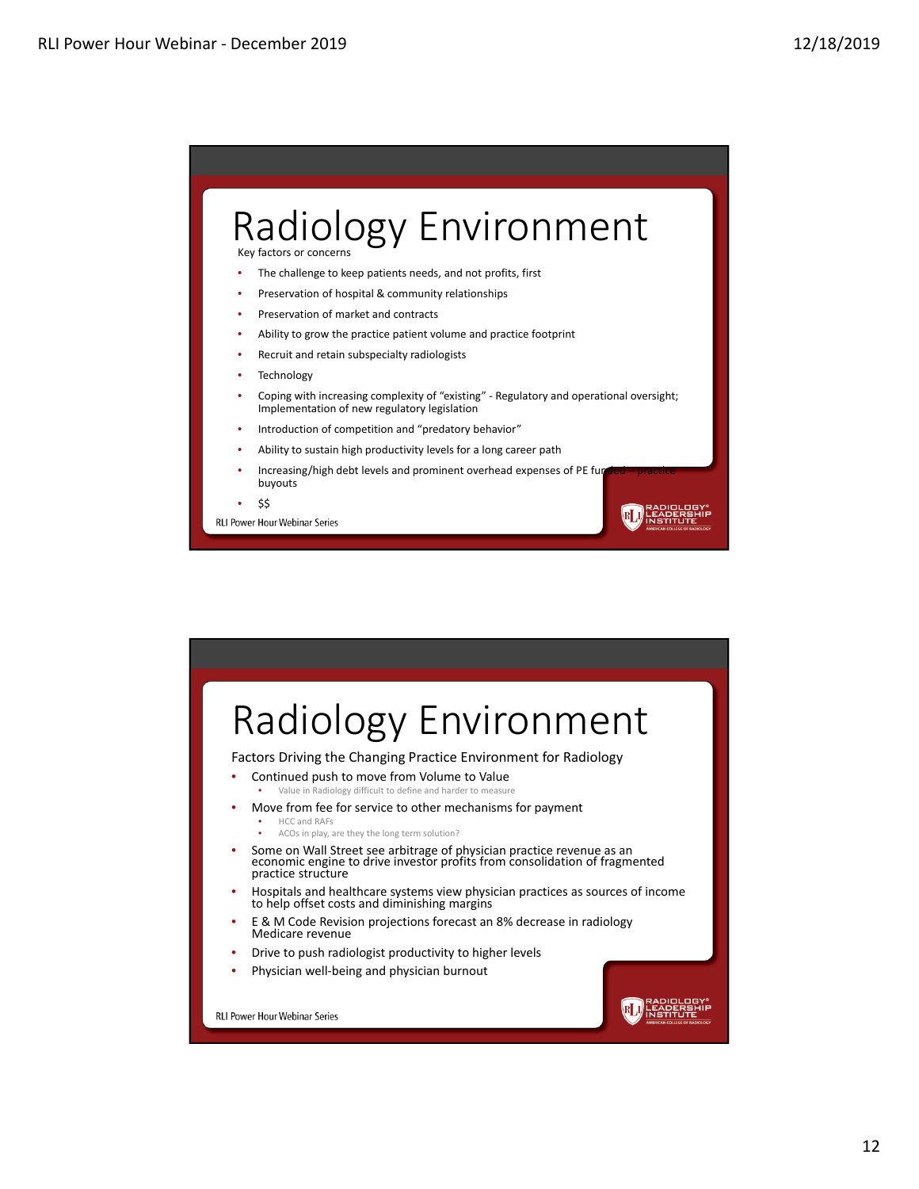# Radiology Environment

Key factors or concerns

- The challenge to keep patients needs, and not profits, first
- Preservation of hospital & community relationships
- Preservation of market and contracts
- Ability to grow the practice patient volume and practice footprint
- Recruit and retain subspecialty radiologists
- Technology
- Coping with increasing complexity of "existing" - Regulatory and operational oversight; Implementation of new regulatory legislation
- Introduction of competition and "predatory behavior"
- Ability to sustain high productivity levels for a long career path
- Increasing/high debt levels and prominent overhead expenses of PE funded – practice buyouts
- $$

RLI Power Hour Webinar Series

# Radiology Environment

Factors Driving the Changing Practice Environment for Radiology

- Continued push to move from Volume to Value
  - Value in Radiology difficult to define and harder to measure
- Move from fee for service to other mechanisms for payment
  - HCC and RAFs
  - ACOs in play, are they the long term solution?
- Some on Wall Street see arbitrage of physician practice revenue as an economic engine to drive investor profits from consolidation of fragmented practice structure
- Hospitals and healthcare systems view physician practices as sources of income to help offset costs and diminishing margins
- E & M Code Revision projections forecast an 8% decrease in radiology Medicare revenue
- Drive to push radiologist productivity to higher levels
- Physician well-being and physician burnout

RLI Power Hour Webinar Series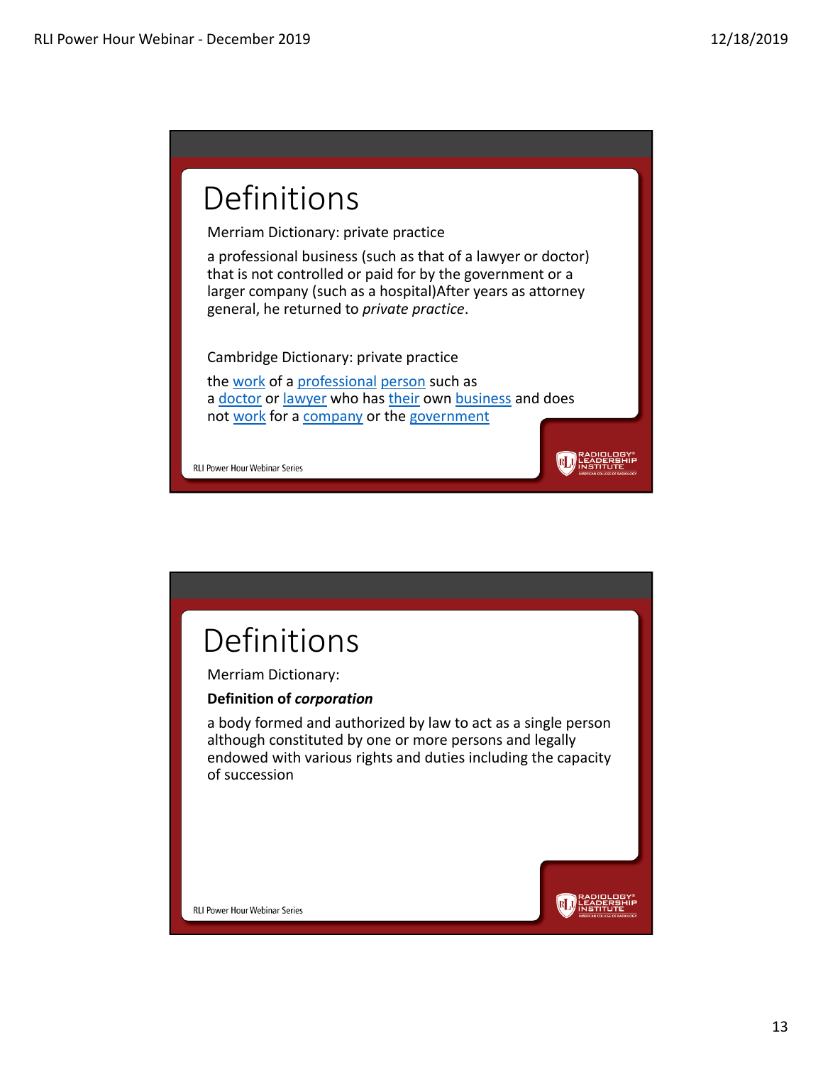# Definitions

Merriam Dictionary: private practice

a professional business (such as that of a lawyer or doctor) that is not controlled or paid for by the government or a larger company (such as a hospital)After years as attorney general, he returned to *private practice*.

Cambridge Dictionary: private practice

the work of a professional person such as a doctor or lawyer who has their own business and does not work for a company or the government

RLI Power Hour Webinar Series

# Definitions

Merriam Dictionary:

**Definition of *corporation***

a body formed and authorized by law to act as a single person although constituted by one or more persons and legally endowed with various rights and duties including the capacity of succession

RLI Power Hour Webinar Series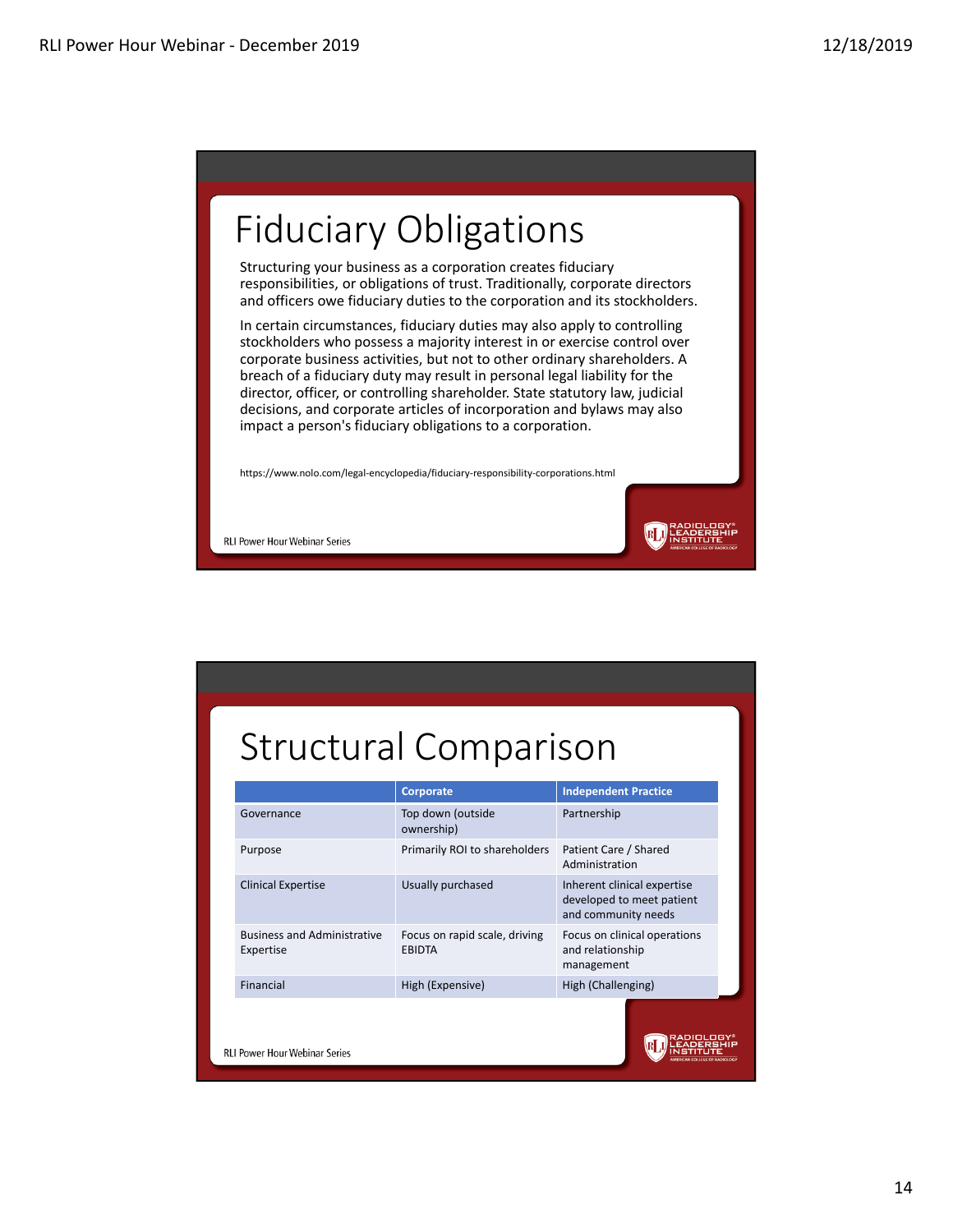# Fiduciary Obligations

Structuring your business as a corporation creates fiduciary responsibilities, or obligations of trust. Traditionally, corporate directors and officers owe fiduciary duties to the corporation and its stockholders.

In certain circumstances, fiduciary duties may also apply to controlling stockholders who possess a majority interest in or exercise control over corporate business activities, but not to other ordinary shareholders. A breach of a fiduciary duty may result in personal legal liability for the director, officer, or controlling shareholder. State statutory law, judicial decisions, and corporate articles of incorporation and bylaws may also impact a person's fiduciary obligations to a corporation.

https://www.nolo.com/legal-encyclopedia/fiduciary-responsibility-corporations.html

RLI Power Hour Webinar Series

# Structural Comparison

| | Corporate | Independent Practice |
|---|---|---|
| Governance | Top down (outside ownership) | Partnership |
| Purpose | Primarily ROI to shareholders | Patient Care / Shared Administration |
| Clinical Expertise | Usually purchased | Inherent clinical expertise developed to meet patient and community needs |
| Business and Administrative Expertise | Focus on rapid scale, driving EBIDTA | Focus on clinical operations and relationship management |
| Financial | High (Expensive) | High (Challenging) |

RLI Power Hour Webinar Series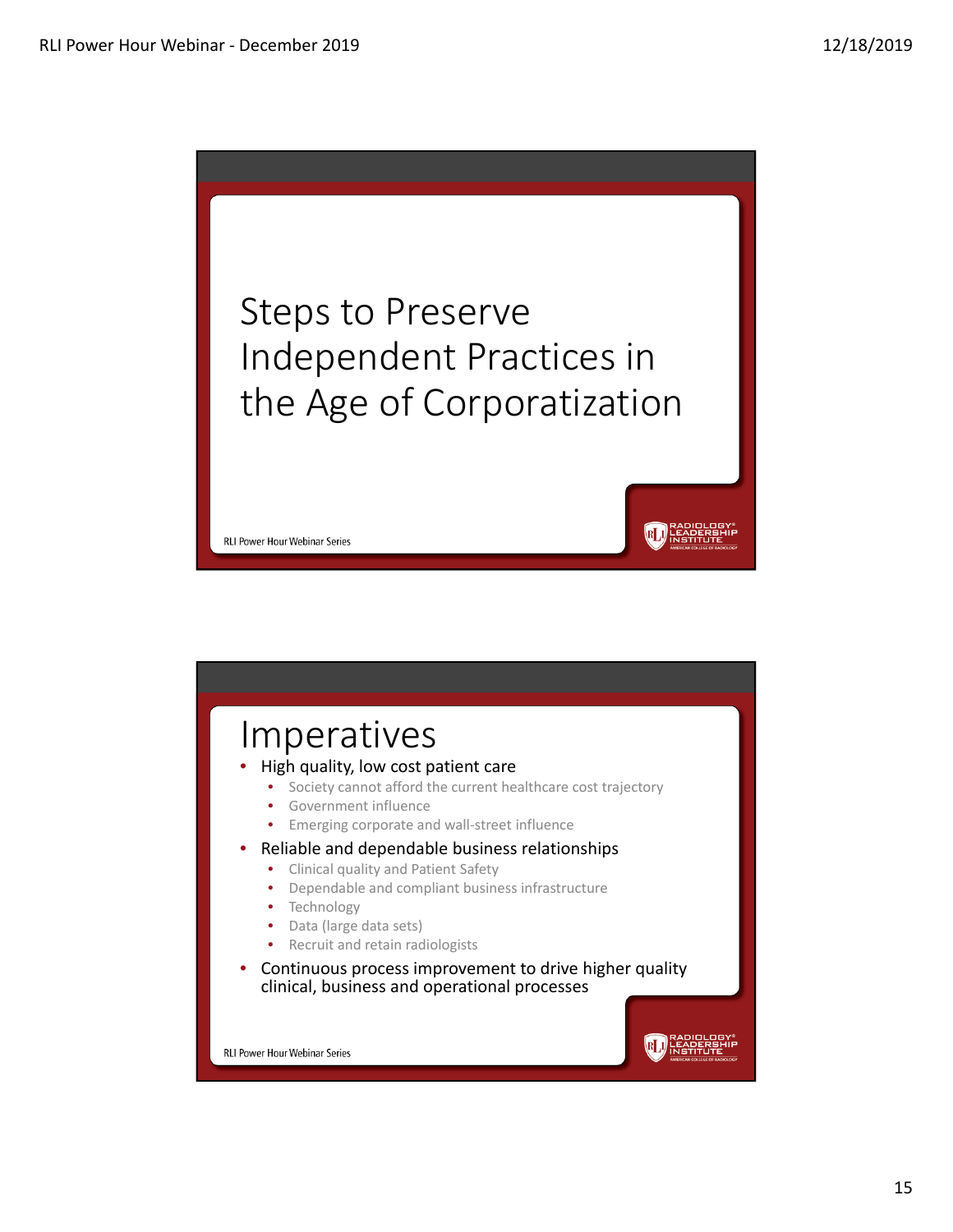# Steps to Preserve Independent Practices in the Age of Corporatization

RLI Power Hour Webinar Series

## Imperatives

- High quality, low cost patient care
  - Society cannot afford the current healthcare cost trajectory
  - Government influence
  - Emerging corporate and wall-street influence
- Reliable and dependable business relationships
  - Clinical quality and Patient Safety
  - Dependable and compliant business infrastructure
  - Technology
  - Data (large data sets)
  - Recruit and retain radiologists
- Continuous process improvement to drive higher quality clinical, business and operational processes

RLI Power Hour Webinar Series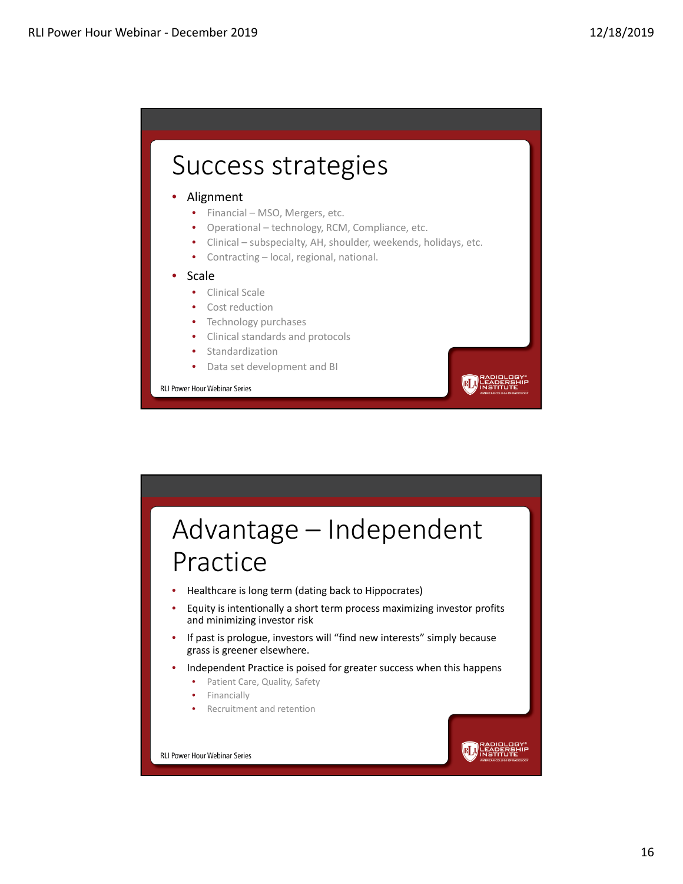## Success strategies

- Alignment
  - Financial – MSO, Mergers, etc.
  - Operational – technology, RCM, Compliance, etc.
  - Clinical – subspecialty, AH, shoulder, weekends, holidays, etc.
  - Contracting – local, regional, national.
- Scale
  - Clinical Scale
  - Cost reduction
  - Technology purchases
  - Clinical standards and protocols
  - Standardization
  - Data set development and BI

RLI Power Hour Webinar Series

## Advantage – Independent Practice

- Healthcare is long term (dating back to Hippocrates)
- Equity is intentionally a short term process maximizing investor profits and minimizing investor risk
- If past is prologue, investors will "find new interests" simply because grass is greener elsewhere.
- Independent Practice is poised for greater success when this happens
  - Patient Care, Quality, Safety
  - Financially
  - Recruitment and retention

RLI Power Hour Webinar Series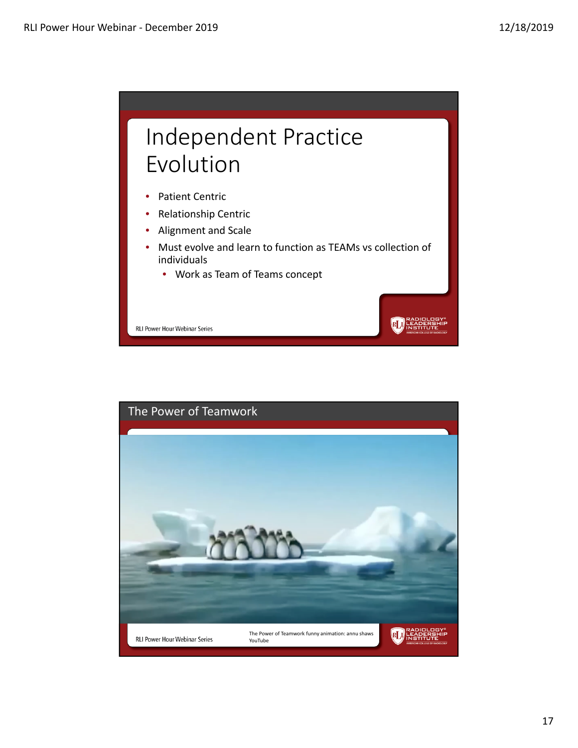# Independent Practice Evolution

- Patient Centric
- Relationship Centric
- Alignment and Scale
- Must evolve and learn to function as TEAMs vs collection of individuals
  - Work as Team of Teams concept

RLI Power Hour Webinar Series

## The Power of Teamwork

RLI Power Hour Webinar Series

The Power of Teamwork funny animation: annu shaws YouTube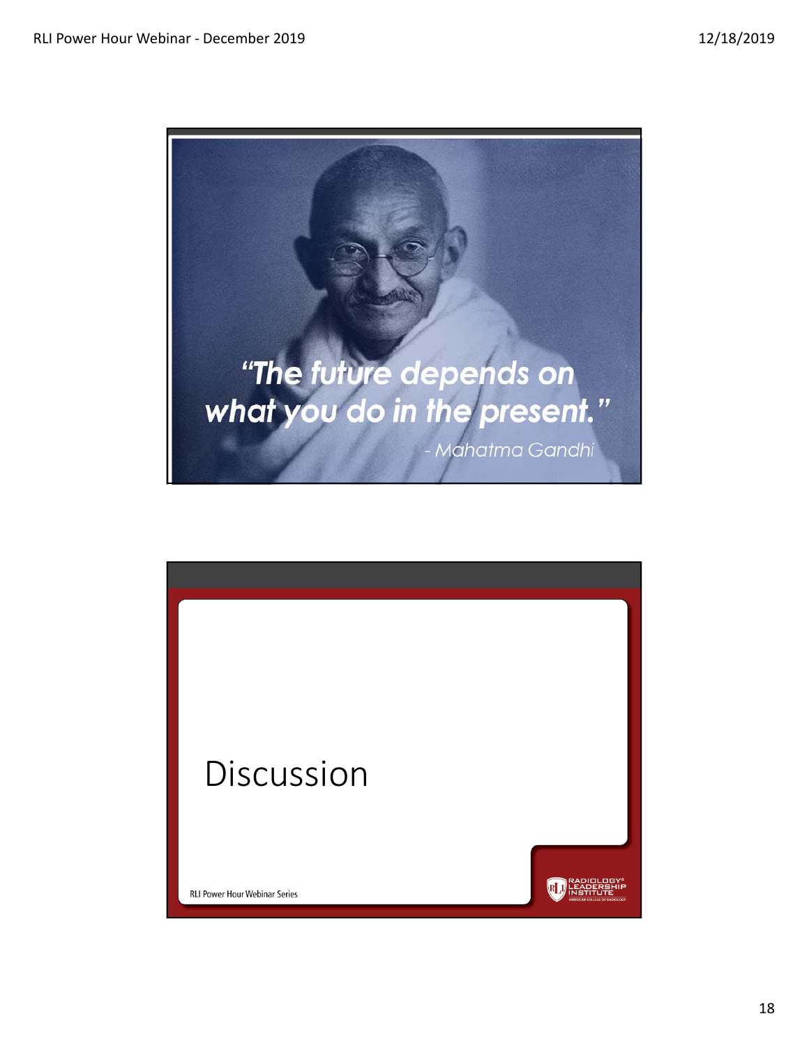"The future depends on what you do in the present."

\- Mahatma Gandhi

# Discussion

RLI Power Hour Webinar Series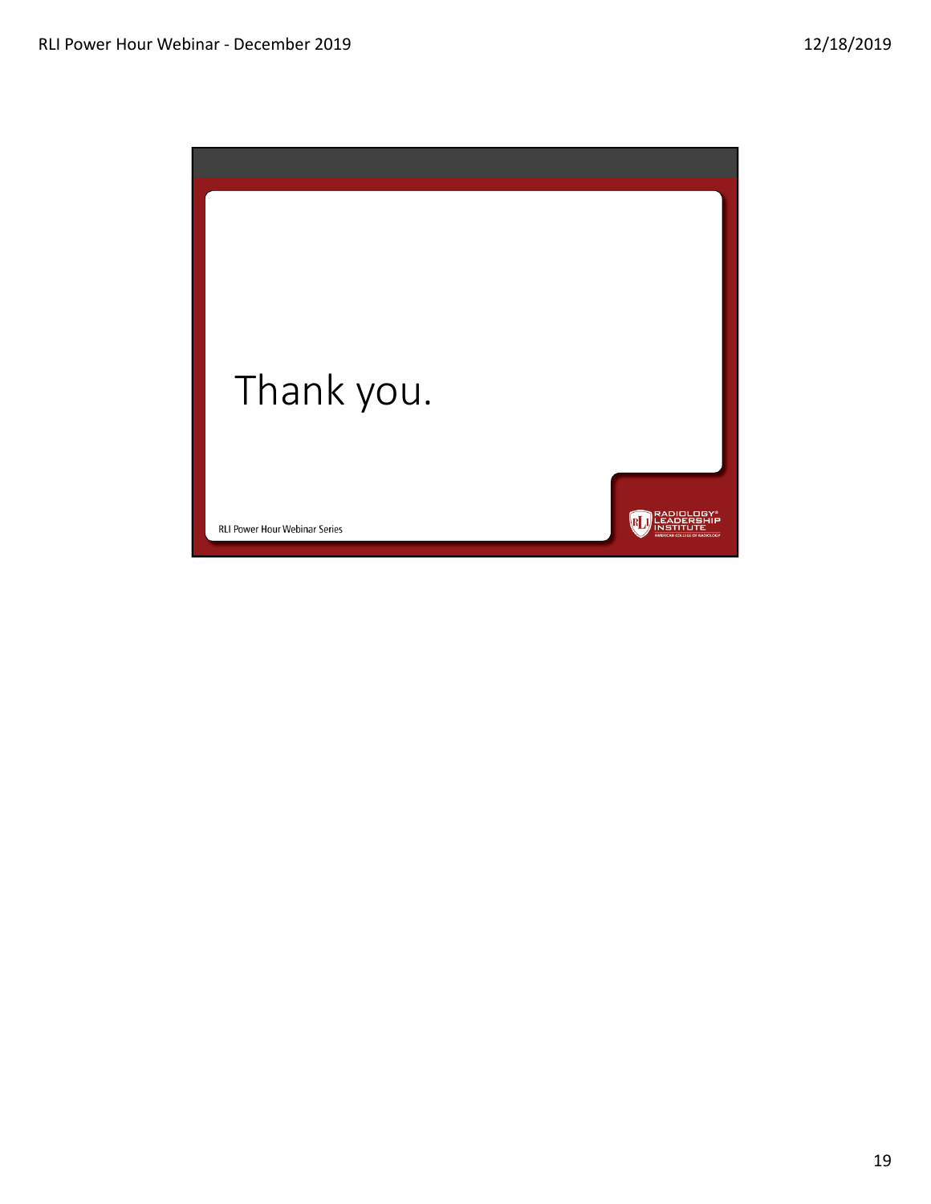# Thank you.

RLI Power Hour Webinar Series

RADIOLOGY® LEADERSHIP INSTITUTE
AMERICAN COLLEGE OF RADIOLOGY